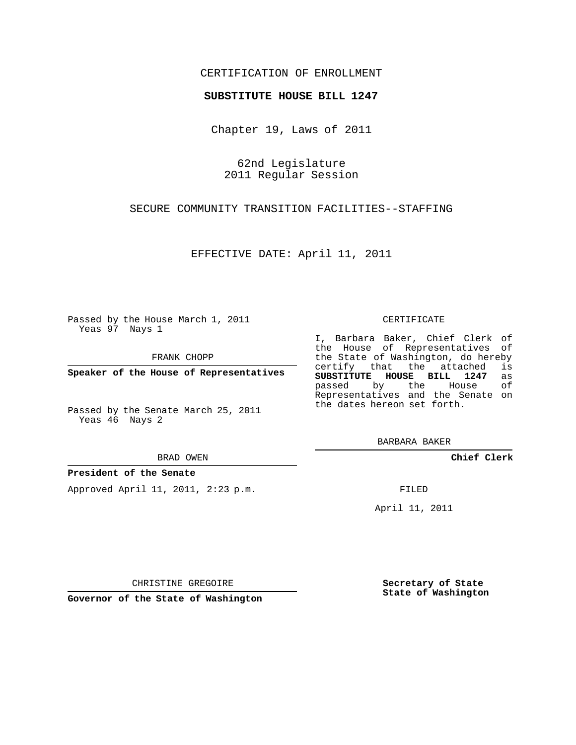CERTIFICATION OF ENROLLMENT

**SUBSTITUTE HOUSE BILL 1247**

Chapter 19, Laws of 2011

62nd Legislature
2011 Regular Session

SECURE COMMUNITY TRANSITION FACILITIES--STAFFING

EFFECTIVE DATE: April 11, 2011

Passed by the House March 1, 2011
Yeas 97 Nays 1

FRANK CHOPP

**Speaker of the House of Representatives**

Passed by the Senate March 25, 2011
Yeas 46 Nays 2

BRAD OWEN

**President of the Senate**

Approved April 11, 2011, 2:23 p.m.

CHRISTINE GREGOIRE

**Governor of the State of Washington**

CERTIFICATE

I, Barbara Baker, Chief Clerk of the House of Representatives of the State of Washington, do hereby certify that the attached is **SUBSTITUTE HOUSE BILL 1247** as passed by the House of Representatives and the Senate on the dates hereon set forth.

BARBARA BAKER

**Chief Clerk**

FILED

April 11, 2011

**Secretary of State**
**State of Washington**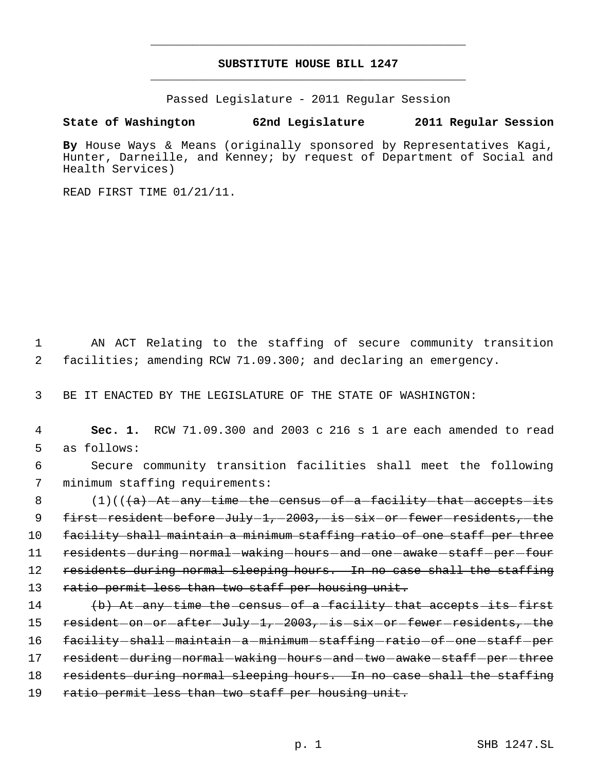---

**SUBSTITUTE HOUSE BILL 1247**

---

Passed Legislature - 2011 Regular Session

**State of Washington 62nd Legislature 2011 Regular Session**

**By** House Ways & Means (originally sponsored by Representatives Kagi, Hunter, Darneille, and Kenney; by request of Department of Social and Health Services)

READ FIRST TIME 01/21/11.

AN ACT Relating to the staffing of secure community transition facilities; amending RCW 71.09.300; and declaring an emergency.

BE IT ENACTED BY THE LEGISLATURE OF THE STATE OF WASHINGTON:

**Sec. 1.** RCW 71.09.300 and 2003 c 216 s 1 are each amended to read as follows:

Secure community transition facilities shall meet the following minimum staffing requirements:

(1)((~~(a) At any time the census of a facility that accepts its first resident before July 1, 2003, is six or fewer residents, the facility shall maintain a minimum staffing ratio of one staff per three residents during normal waking hours and one awake staff per four residents during normal sleeping hours. In no case shall the staffing ratio permit less than two staff per housing unit.~~

~~(b) At any time the census of a facility that accepts its first resident on or after July 1, 2003, is six or fewer residents, the facility shall maintain a minimum staffing ratio of one staff per resident during normal waking hours and two awake staff per three residents during normal sleeping hours. In no case shall the staffing ratio permit less than two staff per housing unit.~~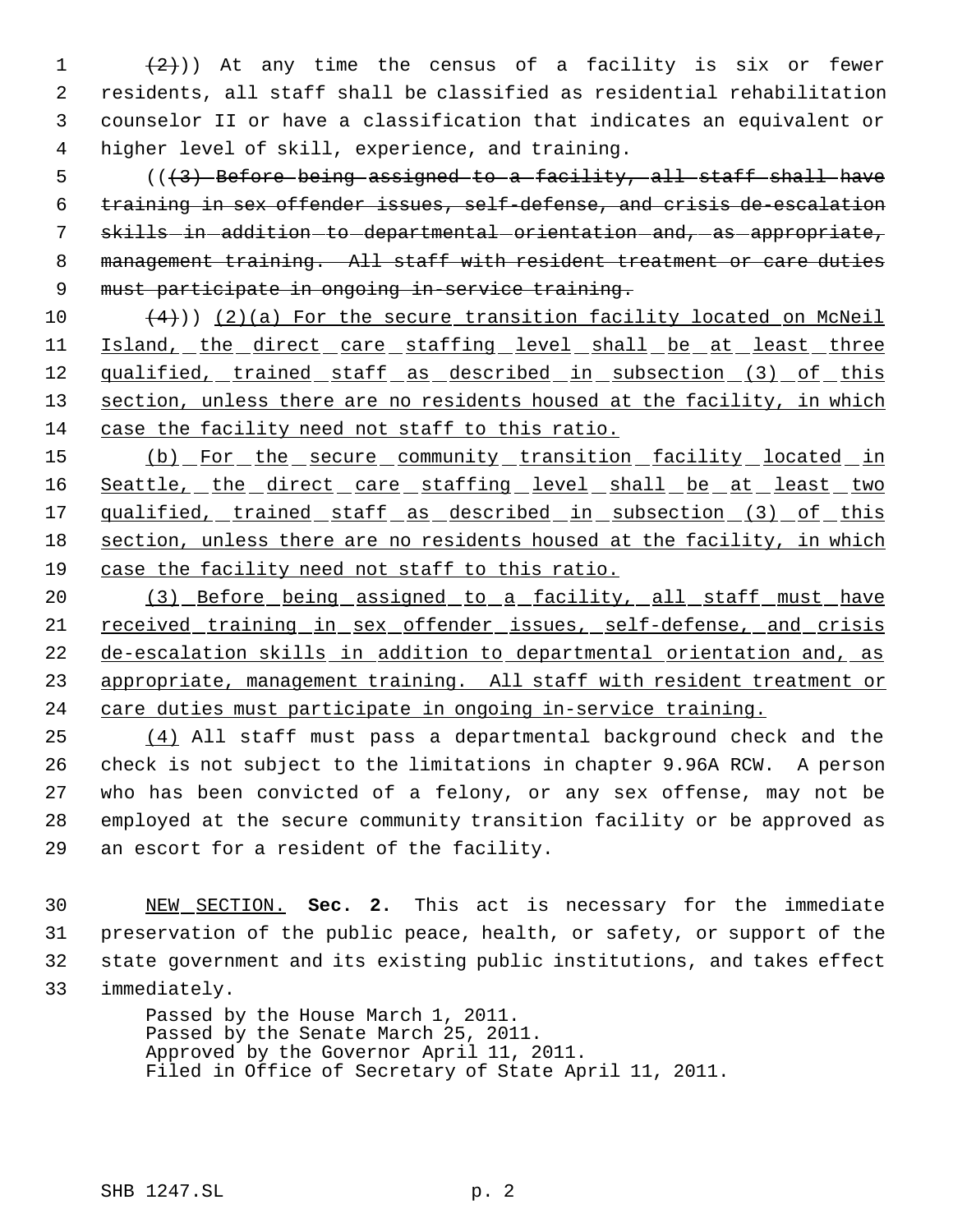((~~(2)~~)) At any time the census of a facility is six or fewer residents, all staff shall be classified as residential rehabilitation counselor II or have a classification that indicates an equivalent or higher level of skill, experience, and training.

((~~(3) Before being assigned to a facility, all staff shall have training in sex offender issues, self-defense, and crisis de-escalation skills in addition to departmental orientation and, as appropriate, management training. All staff with resident treatment or care duties must participate in ongoing in-service training.~~

~~(4)~~)) <u>(2)(a) For the secure transition facility located on McNeil Island, the direct care staffing level shall be at least three qualified, trained staff as described in subsection (3) of this section, unless there are no residents housed at the facility, in which case the facility need not staff to this ratio.</u>

<u>(b) For the secure community transition facility located in Seattle, the direct care staffing level shall be at least two qualified, trained staff as described in subsection (3) of this section, unless there are no residents housed at the facility, in which case the facility need not staff to this ratio.</u>

<u>(3) Before being assigned to a facility, all staff must have received training in sex offender issues, self-defense, and crisis de-escalation skills in addition to departmental orientation and, as appropriate, management training. All staff with resident treatment or care duties must participate in ongoing in-service training.</u>

<u>(4)</u> All staff must pass a departmental background check and the check is not subject to the limitations in chapter 9.96A RCW. A person who has been convicted of a felony, or any sex offense, may not be employed at the secure community transition facility or be approved as an escort for a resident of the facility.

<u>NEW SECTION.</u> **Sec. 2.** This act is necessary for the immediate preservation of the public peace, health, or safety, or support of the state government and its existing public institutions, and takes effect immediately.

Passed by the House March 1, 2011.
Passed by the Senate March 25, 2011.
Approved by the Governor April 11, 2011.
Filed in Office of Secretary of State April 11, 2011.